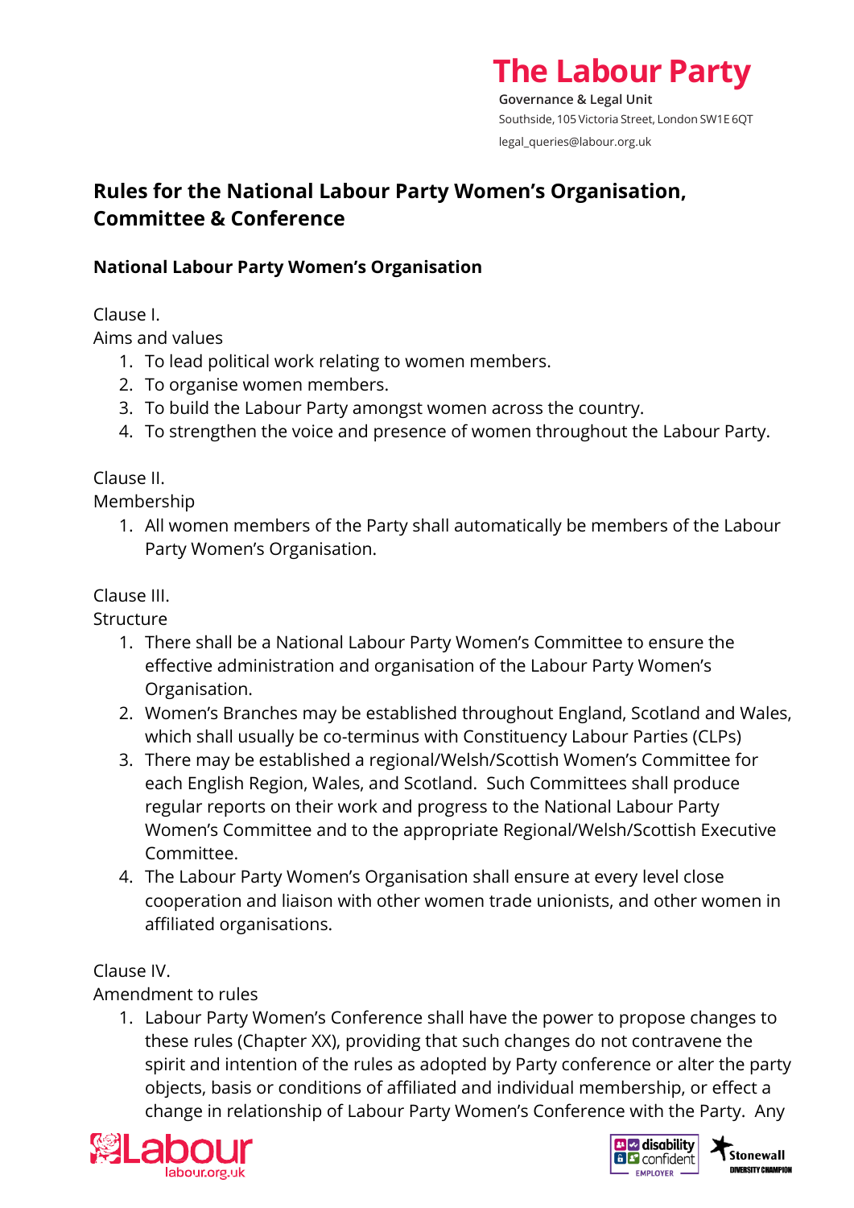**The Labour Party**

**Governance & Legal Unit**

Southside, 105 Victoria Street, London SW1E 6QT

legal_queries@labour.org.uk

# Rules for the National Labour Party Women's Organisation, Committee & Conference

## National Labour Party Women's Organisation

Clause I.

Aims and values

1. To lead political work relating to women members.
2. To organise women members.
3. To build the Labour Party amongst women across the country.
4. To strengthen the voice and presence of women throughout the Labour Party.

Clause II.

Membership

1. All women members of the Party shall automatically be members of the Labour Party Women's Organisation.

Clause III.

Structure

1. There shall be a National Labour Party Women's Committee to ensure the effective administration and organisation of the Labour Party Women's Organisation.
2. Women's Branches may be established throughout England, Scotland and Wales, which shall usually be co-terminus with Constituency Labour Parties (CLPs)
3. There may be established a regional/Welsh/Scottish Women's Committee for each English Region, Wales, and Scotland. Such Committees shall produce regular reports on their work and progress to the National Labour Party Women's Committee and to the appropriate Regional/Welsh/Scottish Executive Committee.
4. The Labour Party Women's Organisation shall ensure at every level close cooperation and liaison with other women trade unionists, and other women in affiliated organisations.

Clause IV.

Amendment to rules

1. Labour Party Women's Conference shall have the power to propose changes to these rules (Chapter XX), providing that such changes do not contravene the spirit and intention of the rules as adopted by Party conference or alter the party objects, basis or conditions of affiliated and individual membership, or effect a change in relationship of Labour Party Women's Conference with the Party. Any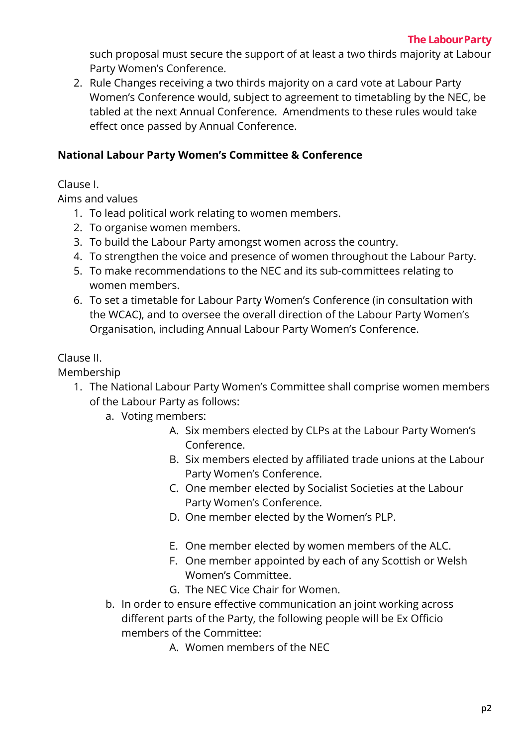such proposal must secure the support of at least a two thirds majority at Labour Party Women's Conference.

2. Rule Changes receiving a two thirds majority on a card vote at Labour Party Women's Conference would, subject to agreement to timetabling by the NEC, be tabled at the next Annual Conference. Amendments to these rules would take effect once passed by Annual Conference.

**National Labour Party Women's Committee & Conference**

Clause I.
Aims and values

1. To lead political work relating to women members.
2. To organise women members.
3. To build the Labour Party amongst women across the country.
4. To strengthen the voice and presence of women throughout the Labour Party.
5. To make recommendations to the NEC and its sub-committees relating to women members.
6. To set a timetable for Labour Party Women's Conference (in consultation with the WCAC), and to oversee the overall direction of the Labour Party Women's Organisation, including Annual Labour Party Women's Conference.

Clause II.
Membership

1. The National Labour Party Women's Committee shall comprise women members of the Labour Party as follows:
   a. Voting members:
      A. Six members elected by CLPs at the Labour Party Women's Conference.
      B. Six members elected by affiliated trade unions at the Labour Party Women's Conference.
      C. One member elected by Socialist Societies at the Labour Party Women's Conference.
      D. One member elected by the Women's PLP.
      E. One member elected by women members of the ALC.
      F. One member appointed by each of any Scottish or Welsh Women's Committee.
      G. The NEC Vice Chair for Women.
   b. In order to ensure effective communication an joint working across different parts of the Party, the following people will be Ex Officio members of the Committee:
      A. Women members of the NEC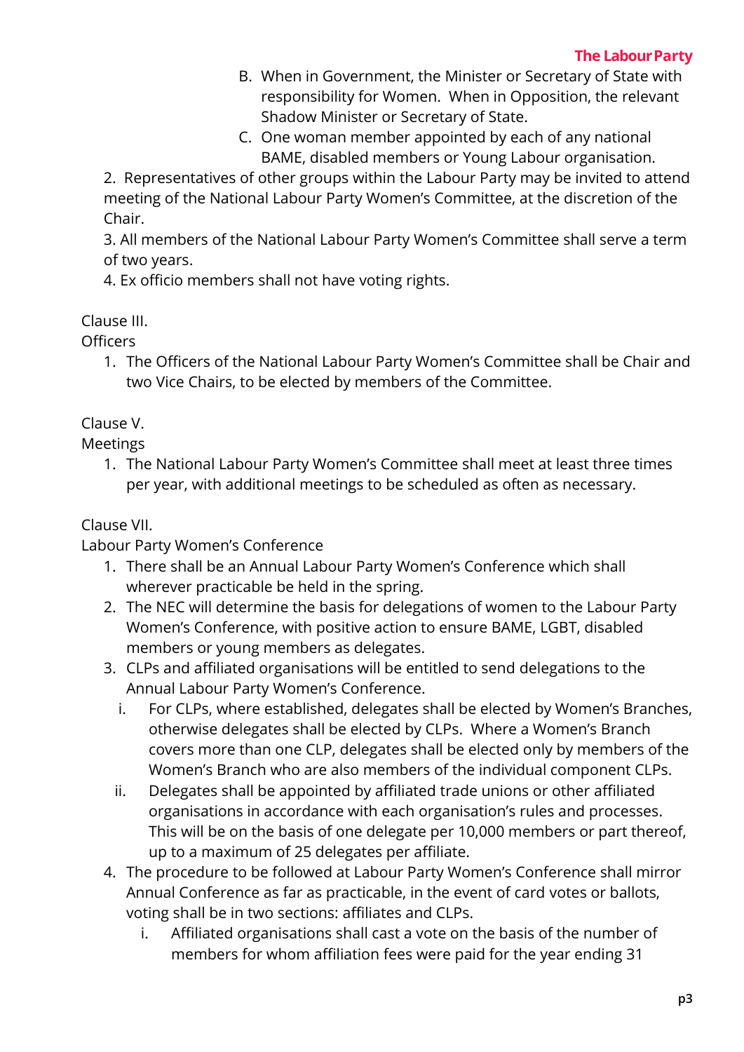B. When in Government, the Minister or Secretary of State with responsibility for Women. When in Opposition, the relevant Shadow Minister or Secretary of State.
C. One woman member appointed by each of any national BAME, disabled members or Young Labour organisation.

2. Representatives of other groups within the Labour Party may be invited to attend meeting of the National Labour Party Women's Committee, at the discretion of the Chair.
3. All members of the National Labour Party Women's Committee shall serve a term of two years.
4. Ex officio members shall not have voting rights.

Clause III.
Officers

1. The Officers of the National Labour Party Women's Committee shall be Chair and two Vice Chairs, to be elected by members of the Committee.

Clause V.
Meetings

1. The National Labour Party Women's Committee shall meet at least three times per year, with additional meetings to be scheduled as often as necessary.

Clause VII.
Labour Party Women's Conference

1. There shall be an Annual Labour Party Women's Conference which shall wherever practicable be held in the spring.
2. The NEC will determine the basis for delegations of women to the Labour Party Women's Conference, with positive action to ensure BAME, LGBT, disabled members or young members as delegates.
3. CLPs and affiliated organisations will be entitled to send delegations to the Annual Labour Party Women's Conference.
   i. For CLPs, where established, delegates shall be elected by Women's Branches, otherwise delegates shall be elected by CLPs. Where a Women's Branch covers more than one CLP, delegates shall be elected only by members of the Women's Branch who are also members of the individual component CLPs.
   ii. Delegates shall be appointed by affiliated trade unions or other affiliated organisations in accordance with each organisation's rules and processes. This will be on the basis of one delegate per 10,000 members or part thereof, up to a maximum of 25 delegates per affiliate.
4. The procedure to be followed at Labour Party Women's Conference shall mirror Annual Conference as far as practicable, in the event of card votes or ballots, voting shall be in two sections: affiliates and CLPs.
   i. Affiliated organisations shall cast a vote on the basis of the number of members for whom affiliation fees were paid for the year ending 31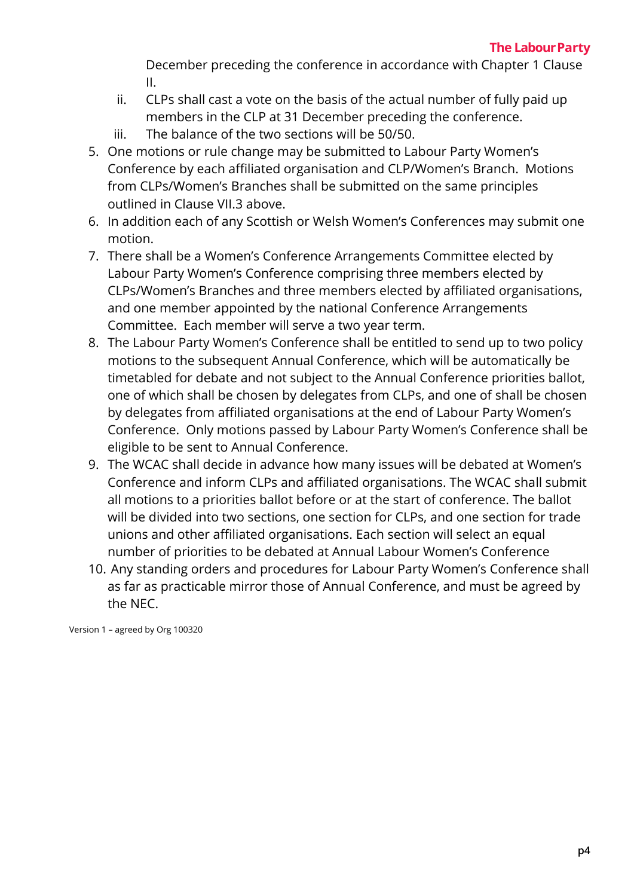December preceding the conference in accordance with Chapter 1 Clause II.

   ii. CLPs shall cast a vote on the basis of the actual number of fully paid up members in the CLP at 31 December preceding the conference.
   iii. The balance of the two sections will be 50/50.

5. One motions or rule change may be submitted to Labour Party Women's Conference by each affiliated organisation and CLP/Women's Branch. Motions from CLPs/Women's Branches shall be submitted on the same principles outlined in Clause VII.3 above.
6. In addition each of any Scottish or Welsh Women's Conferences may submit one motion.
7. There shall be a Women's Conference Arrangements Committee elected by Labour Party Women's Conference comprising three members elected by CLPs/Women's Branches and three members elected by affiliated organisations, and one member appointed by the national Conference Arrangements Committee. Each member will serve a two year term.
8. The Labour Party Women's Conference shall be entitled to send up to two policy motions to the subsequent Annual Conference, which will be automatically be timetabled for debate and not subject to the Annual Conference priorities ballot, one of which shall be chosen by delegates from CLPs, and one of shall be chosen by delegates from affiliated organisations at the end of Labour Party Women's Conference. Only motions passed by Labour Party Women's Conference shall be eligible to be sent to Annual Conference.
9. The WCAC shall decide in advance how many issues will be debated at Women's Conference and inform CLPs and affiliated organisations. The WCAC shall submit all motions to a priorities ballot before or at the start of conference. The ballot will be divided into two sections, one section for CLPs, and one section for trade unions and other affiliated organisations. Each section will select an equal number of priorities to be debated at Annual Labour Women's Conference
10. Any standing orders and procedures for Labour Party Women's Conference shall as far as practicable mirror those of Annual Conference, and must be agreed by the NEC.

Version 1 – agreed by Org 100320